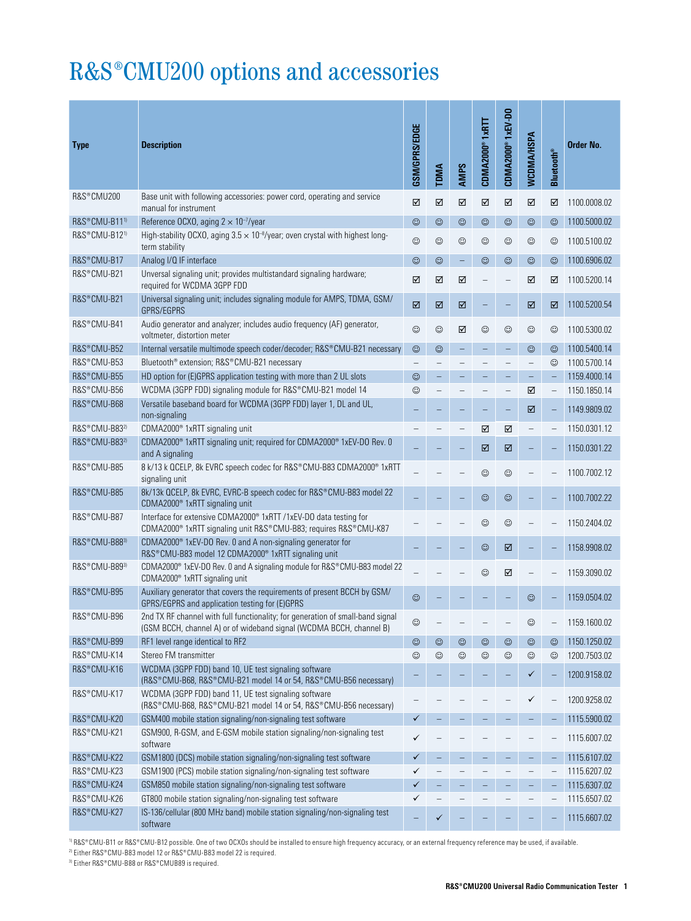# R&S®CMU200 options and accessories

| Type | Description | GSM/GPRS/EDGE | TDMA | AMPS | CDMA2000® 1xRTT | CDMA2000® 1xEV-DO | WCDMA/HSPA | Bluetooth® | Order No. |
|---|---|---|---|---|---|---|---|---|---|
| R&S®CMU200 | Base unit with following accessories: power cord, operating and service manual for instrument | ☑ | ☑ | ☑ | ☑ | ☑ | ☑ | ☑ | 1100.0008.02 |
| R&S®CMU-B11[1] | Reference OCXO, aging $2 \times 10^{-7}$/year | ☺ | ☺ | ☺ | ☺ | ☺ | ☺ | ☺ | 1100.5000.02 |
| R&S®CMU-B12[1] | High-stability OCXO, aging $3.5 \times 10^{-8}$/year; oven crystal with highest long-term stability | ☺ | ☺ | ☺ | ☺ | ☺ | ☺ | ☺ | 1100.5100.02 |
| R&S®CMU-B17 | Analog I/Q IF interface | ☺ | ☺ | – | ☺ | ☺ | ☺ | ☺ | 1100.6906.02 |
| R&S®CMU-B21 | Unversal signaling unit; provides multistandard signaling hardware; required for WCDMA 3GPP FDD | ☑ | ☑ | ☑ | – | – | ☑ | ☑ | 1100.5200.14 |
| R&S®CMU-B21 | Universal signaling unit; includes signaling module for AMPS, TDMA, GSM/GPRS/EGPRS | ☑ | ☑ | ☑ | – | – | ☑ | ☑ | 1100.5200.54 |
| R&S®CMU-B41 | Audio generator and analyzer; includes audio frequency (AF) generator, voltmeter, distortion meter | ☺ | ☺ | ☑ | ☺ | ☺ | ☺ | ☺ | 1100.5300.02 |
| R&S®CMU-B52 | Internal versatile multimode speech coder/decoder; R&S®CMU-B21 necessary | ☺ | ☺ | – | – | – | ☺ | ☺ | 1100.5400.14 |
| R&S®CMU-B53 | Bluetooth® extension; R&S®CMU-B21 necessary | – | – | – | – | – | – | ☺ | 1100.5700.14 |
| R&S®CMU-B55 | HD option for (E)GPRS application testing with more than 2 UL slots | ☺ | – | – | – | – | – | – | 1159.4000.14 |
| R&S®CMU-B56 | WCDMA (3GPP FDD) signaling module for R&S®CMU-B21 model 14 | ☺ | – | – | – | – | ☑ | – | 1150.1850.14 |
| R&S®CMU-B68 | Versatile baseband board for WCDMA (3GPP FDD) layer 1, DL and UL, non-signaling | – | – | – | – | – | ☑ | – | 1149.9809.02 |
| R&S®CMU-B83[2] | CDMA2000® 1xRTT signaling unit | – | – | – | ☑ | ☑ | – | – | 1150.0301.12 |
| R&S®CMU-B83[2] | CDMA2000® 1xRTT signaling unit; required for CDMA2000® 1xEV-DO Rev. 0 and A signaling | – | – | – | ☑ | ☑ | – | – | 1150.0301.22 |
| R&S®CMU-B85 | 8 k/13 k QCELP, 8k EVRC speech codec for R&S®CMU-B83 CDMA2000® 1xRTT signaling unit | – | – | – | ☺ | ☺ | – | – | 1100.7002.12 |
| R&S®CMU-B85 | 8k/13k QCELP, 8k EVRC, EVRC-B speech codec for R&S®CMU-B83 model 22 CDMA2000® 1xRTT signaling unit | – | – | – | ☺ | ☺ | – | – | 1100.7002.22 |
| R&S®CMU-B87 | Interface for extensive CDMA2000® 1xRTT /1xEV-DO data testing for CDMA2000® 1xRTT signaling unit R&S®CMU-B83; requires R&S®CMU-K87 | – | – | – | ☺ | ☺ | – | – | 1150.2404.02 |
| R&S®CMU-B88[3] | CDMA2000® 1xEV-DO Rev. 0 and A non-signaling generator for R&S®CMU-B83 model 12 CDMA2000® 1xRTT signaling unit | – | – | – | ☺ | ☑ | – | – | 1158.9908.02 |
| R&S®CMU-B89[3] | CDMA2000® 1xEV-DO Rev. 0 and A signaling module for R&S®CMU-B83 model 22 CDMA2000® 1xRTT signaling unit | – | – | – | ☺ | ☑ | – | – | 1159.3090.02 |
| R&S®CMU-B95 | Auxiliary generator that covers the requirements of present BCCH by GSM/GPRS/EGPRS and application testing for (E)GPRS | ☺ | – | – | – | – | ☺ | – | 1159.0504.02 |
| R&S®CMU-B96 | 2nd TX RF channel with full functionality; for generation of small-band signal (GSM BCCH, channel A) or of wideband signal (WCDMA BCCH, channel B) | ☺ | – | – | – | – | ☺ | – | 1159.1600.02 |
| R&S®CMU-B99 | RF1 level range identical to RF2 | ☺ | ☺ | ☺ | ☺ | ☺ | ☺ | ☺ | 1150.1250.02 |
| R&S®CMU-K14 | Stereo FM transmitter | ☺ | ☺ | ☺ | ☺ | ☺ | ☺ | ☺ | 1200.7503.02 |
| R&S®CMU-K16 | WCDMA (3GPP FDD) band 10, UE test signaling software (R&S®CMU-B68, R&S®CMU-B21 model 14 or 54, R&S®CMU-B56 necessary) | – | – | – | – | – | ✓ | – | 1200.9158.02 |
| R&S®CMU-K17 | WCDMA (3GPP FDD) band 11, UE test signaling software (R&S®CMU-B68, R&S®CMU-B21 model 14 or 54, R&S®CMU-B56 necessary) | – | – | – | – | – | ✓ | – | 1200.9258.02 |
| R&S®CMU-K20 | GSM400 mobile station signaling/non-signaling test software | ✓ | – | – | – | – | – | – | 1115.5900.02 |
| R&S®CMU-K21 | GSM900, R-GSM, and E-GSM mobile station signaling/non-signaling test software | ✓ | – | – | – | – | – | – | 1115.6007.02 |
| R&S®CMU-K22 | GSM1800 (DCS) mobile station signaling/non-signaling test software | ✓ | – | – | – | – | – | – | 1115.6107.02 |
| R&S®CMU-K23 | GSM1900 (PCS) mobile station signaling/non-signaling test software | ✓ | – | – | – | – | – | – | 1115.6207.02 |
| R&S®CMU-K24 | GSM850 mobile station signaling/non-signaling test software | ✓ | – | – | – | – | – | – | 1115.6307.02 |
| R&S®CMU-K26 | GT800 mobile station signaling/non-signaling test software | ✓ | – | – | – | – | – | – | 1115.6507.02 |
| R&S®CMU-K27 | IS-136/cellular (800 MHz band) mobile station signaling/non-signaling test software | – | ✓ | – | – | – | – | – | 1115.6607.02 |

[1] R&S®CMU-B11 or R&S®CMU-B12 possible. One of two OCXOs should be installed to ensure high frequency accuracy, or an external frequency reference may be used, if available.

[2] Either R&S®CMU-B83 model 12 or R&S®CMU-B83 model 22 is required.

[3] Either R&S®CMU-B88 or R&S®CMUB89 is required.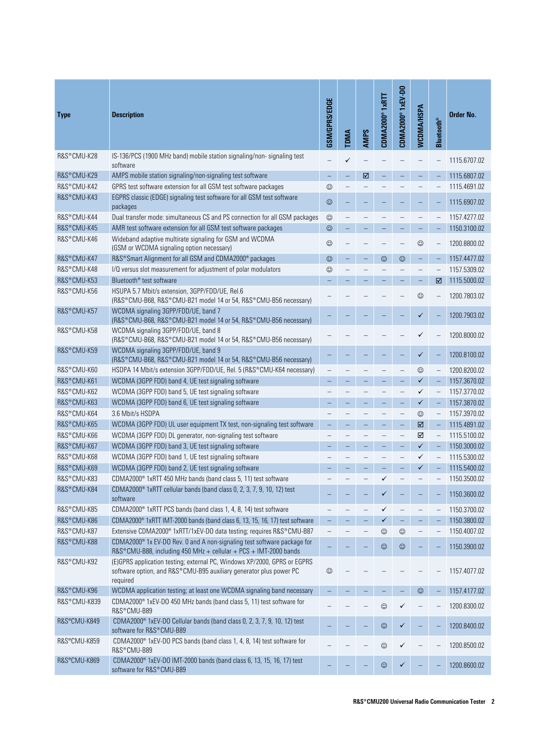| Type | Description | GSM/GPRS/EDGE | TDMA | AMPS | CDMA2000® 1xRTT | CDMA2000® 1xEV-DO | WCDMA/HSPA | Bluetooth® | Order No. |
|---|---|---|---|---|---|---|---|---|---|
| R&S®CMU-K28 | IS-136/PCS (1900 MHz band) mobile station signaling/non- signaling test software | – | ✓ | – | – | – | – | – | 1115.6707.02 |
| R&S®CMU-K29 | AMPS mobile station signaling/non-signaling test software | – | – | ☑ | – | – | – | – | 1115.6807.02 |
| R&S®CMU-K42 | GPRS test software extension for all GSM test software packages | ☺ | – | – | – | – | – | – | 1115.4691.02 |
| R&S®CMU-K43 | EGPRS classic (EDGE) signaling test software for all GSM test software packages | ☺ | – | – | – | – | – | – | 1115.6907.02 |
| R&S®CMU-K44 | Dual transfer mode: simultaneous CS and PS connection for all GSM packages | ☺ | – | – | – | – | – | – | 1157.4277.02 |
| R&S®CMU-K45 | AMR test software extension for all GSM test software packages | ☺ | – | – | – | – | – | – | 1150.3100.02 |
| R&S®CMU-K46 | Wideband adaptive multirate signaling for GSM and WCDMA (GSM or WCDMA signaling option necessary) | ☺ | – | – | – | – | ☺ | – | 1200.8800.02 |
| R&S®CMU-K47 | R&S®Smart Alignment for all GSM and CDMA2000® packages | ☺ | – | – | ☺ | ☺ | – | – | 1157.4477.02 |
| R&S®CMU-K48 | I/Q versus slot measurement for adjustment of polar modulators | ☺ | – | – | – | – | – | – | 1157.5309.02 |
| R&S®CMU-K53 | Bluetooth® test software | – | – | – | – | – | – | ☑ | 1115.5000.02 |
| R&S®CMU-K56 | HSUPA 5.7 Mbit/s extension, 3GPP/FDD/UE, Rel.6 (R&S®CMU-B68, R&S®CMU-B21 model 14 or 54, R&S®CMU-B56 necessary) | – | – | – | – | – | ☺ | – | 1200.7803.02 |
| R&S®CMU-K57 | WCDMA signaling 3GPP/FDD/UE, band 7 (R&S®CMU-B68, R&S®CMU-B21 model 14 or 54, R&S®CMU-B56 necessary) | – | – | – | – | – | ✓ | – | 1200.7903.02 |
| R&S®CMU-K58 | WCDMA signaling 3GPP/FDD/UE, band 8 (R&S®CMU-B68, R&S®CMU-B21 model 14 or 54, R&S®CMU-B56 necessary) | – | – | – | – | – | ✓ | – | 1200.8000.02 |
| R&S®CMU-K59 | WCDMA signaling 3GPP/FDD/UE, band 9 (R&S®CMU-B68, R&S®CMU-B21 model 14 or 54, R&S®CMU-B56 necessary) | – | – | – | – | – | ✓ | – | 1200.8100.02 |
| R&S®CMU-K60 | HSDPA 14 Mbit/s extension 3GPP/FDD/UE, Rel. 5 (R&S®CMU-K64 necessary) | – | – | – | – | – | ☺ | – | 1200.8200.02 |
| R&S®CMU-K61 | WCDMA (3GPP FDD) band 4, UE test signaling software | – | – | – | – | – | ✓ | – | 1157.3670.02 |
| R&S®CMU-K62 | WCDMA (3GPP FDD) band 5, UE test signaling software | – | – | – | – | – | ✓ | – | 1157.3770.02 |
| R&S®CMU-K63 | WCDMA (3GPP FDD) band 6, UE test signaling software | – | – | – | – | – | ✓ | – | 1157.3870.02 |
| R&S®CMU-K64 | 3.6 Mbit/s HSDPA | – | – | – | – | – | ☺ | – | 1157.3970.02 |
| R&S®CMU-K65 | WCDMA (3GPP FDD) UL user equipment TX test, non-signaling test software | – | – | – | – | – | ☑ | – | 1115.4891.02 |
| R&S®CMU-K66 | WCDMA (3GPP FDD) DL generator, non-signaling test software | – | – | – | – | – | ☑ | – | 1115.5100.02 |
| R&S®CMU-K67 | WCDMA (3GPP FDD) band 3, UE test signaling software | – | – | – | – | – | ✓ | – | 1150.3000.02 |
| R&S®CMU-K68 | WCDMA (3GPP FDD) band 1, UE test signaling software | – | – | – | – | – | ✓ | – | 1115.5300.02 |
| R&S®CMU-K69 | WCDMA (3GPP FDD) band 2, UE test signaling software | – | – | – | – | – | ✓ | – | 1115.5400.02 |
| R&S®CMU-K83 | CDMA2000® 1xRTT 450 MHz bands (band class 5, 11) test software | – | – | – | ✓ | – | – | – | 1150.3500.02 |
| R&S®CMU-K84 | CDMA2000® 1xRTT cellular bands (band class 0, 2, 3, 7, 9, 10, 12) test software | – | – | – | ✓ | – | – | – | 1150.3600.02 |
| R&S®CMU-K85 | CDMA2000® 1xRTT PCS bands (band class 1, 4, 8, 14) test software | – | – | – | ✓ | – | – | – | 1150.3700.02 |
| R&S®CMU-K86 | CDMA2000® 1xRTT IMT-2000 bands (band class 6, 13, 15, 16, 17) test software | – | – | – | ✓ | – | – | – | 1150.3800.02 |
| R&S®CMU-K87 | Extensive CDMA2000® 1xRTT/1xEV-DO data testing; requires R&S®CMU-B87 | – | – | – | ☺ | ☺ | – | – | 1150.4007.02 |
| R&S®CMU-K88 | CDMA2000® 1x EV-DO Rev. 0 and A non-signaling test software package for R&S®CMU-B88, including 450 MHz + cellular + PCS + IMT-2000 bands | – | – | – | ☺ | ☺ | – | – | 1150.3900.02 |
| R&S®CMU-K92 | (E)GPRS application testing; external PC, Windows XP/2000, GPRS or EGPRS software option, and R&S®CMU-B95 auxiliary generator plus power PC required | ☺ | – | – | – | – | – | – | 1157.4077.02 |
| R&S®CMU-K96 | WCDMA application testing; at least one WCDMA signaling band necessary | – | – | – | – | – | ☺ | – | 1157.4177.02 |
| R&S®CMU-K839 | CDMA2000® 1xEV-DO 450 MHz bands (band class 5, 11) test software for R&S®CMU-B89 | – | – | – | ☺ | ✓ | – | – | 1200.8300.02 |
| R&S®CMU-K849 | CDMA2000® 1xEV-DO Cellular bands (band class 0, 2, 3, 7, 9, 10, 12) test software for R&S®CMU-B89 | – | – | – | ☺ | ✓ | – | – | 1200.8400.02 |
| R&S®CMU-K859 | CDMA2000® 1xEV-DO PCS bands (band class 1, 4, 8, 14) test software for R&S®CMU-B89 | – | – | – | ☺ | ✓ | – | – | 1200.8500.02 |
| R&S®CMU-K869 | CDMA2000® 1xEV-DO IMT-2000 bands (band class 6, 13, 15, 16, 17) test software for R&S®CMU-B89 | – | – | – | ☺ | ✓ | – | – | 1200.8600.02 |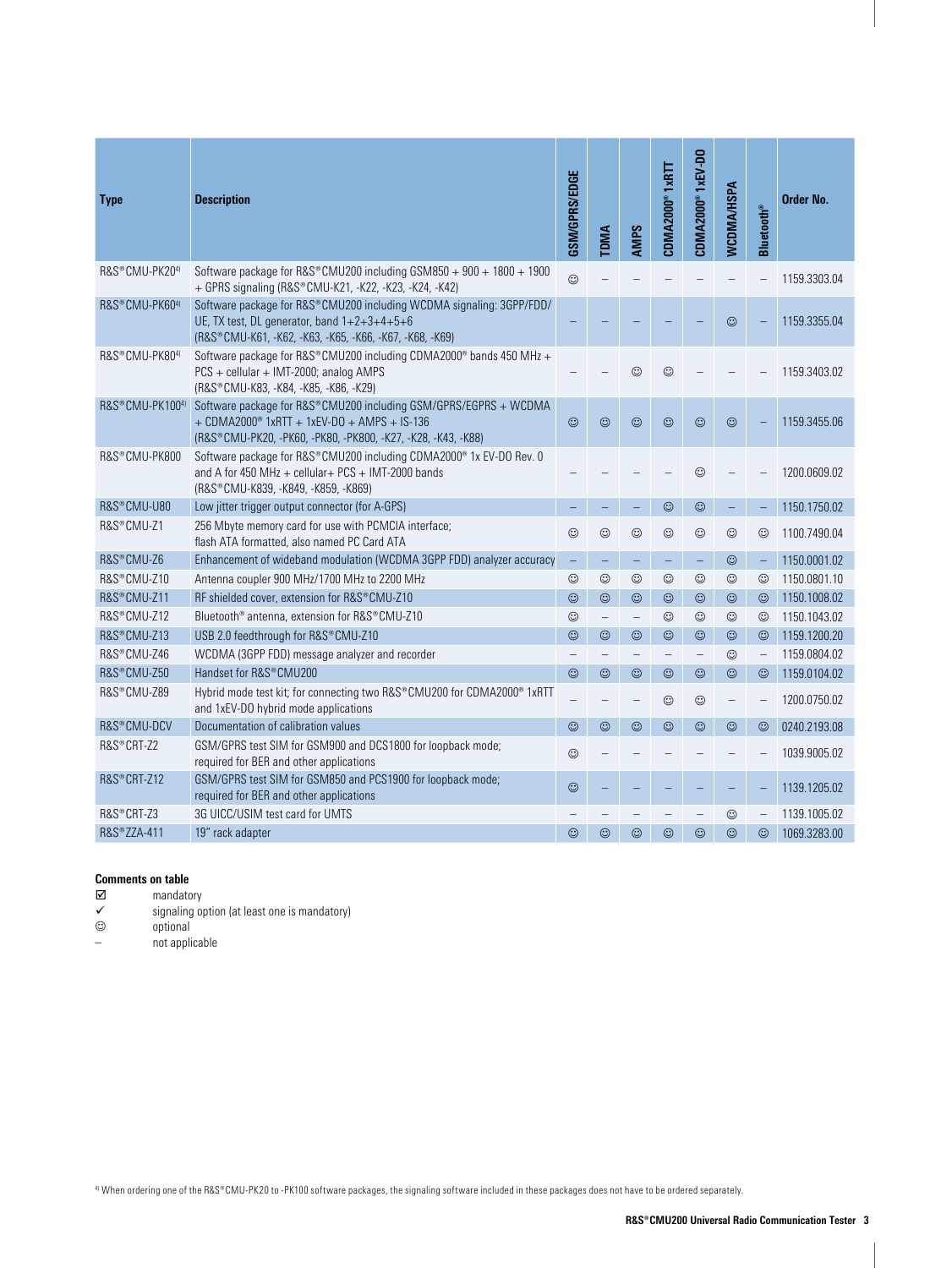| Type | Description | GSM/GPRS/EDGE | TDMA | AMPS | CDMA2000® 1xRTT | CDMA2000® 1xEV-DO | WCDMA/HSPA | Bluetooth® | Order No. |
|---|---|---|---|---|---|---|---|---|---|
| R&S®CMU-PK20[4] | Software package for R&S®CMU200 including GSM850 + 900 + 1800 + 1900 + GPRS signaling (R&S®CMU-K21, -K22, -K23, -K24, -K42) | ☺ | – | – | – | – | – | – | 1159.3303.04 |
| R&S®CMU-PK60[4] | Software package for R&S®CMU200 including WCDMA signaling: 3GPP/FDD/UE, TX test, DL generator, band 1+2+3+4+5+6 (R&S®CMU-K61, -K62, -K63, -K65, -K66, -K67, -K68, -K69) | – | – | – | – | – | ☺ | – | 1159.3355.04 |
| R&S®CMU-PK80[4] | Software package for R&S®CMU200 including CDMA2000® bands 450 MHz + PCS + cellular + IMT-2000; analog AMPS (R&S®CMU-K83, -K84, -K85, -K86, -K29) | – | – | ☺ | ☺ | – | – | – | 1159.3403.02 |
| R&S®CMU-PK100[4] | Software package for R&S®CMU200 including GSM/GPRS/EGPRS + WCDMA + CDMA2000® 1xRTT + 1xEV-DO + AMPS + IS-136 (R&S®CMU-PK20, -PK60, -PK80, -PK800, -K27, -K28, -K43, -K88) | ☺ | ☺ | ☺ | ☺ | ☺ | ☺ | – | 1159.3455.06 |
| R&S®CMU-PK800 | Software package for R&S®CMU200 including CDMA2000® 1x EV-DO Rev. 0 and A for 450 MHz + cellular+ PCS + IMT-2000 bands (R&S®CMU-K839, -K849, -K859, -K869) | – | – | – | – | ☺ | – | – | 1200.0609.02 |
| R&S®CMU-U80 | Low jitter trigger output connector (for A-GPS) | – | – | – | ☺ | ☺ | – | – | 1150.1750.02 |
| R&S®CMU-Z1 | 256 Mbyte memory card for use with PCMCIA interface; flash ATA formatted, also named PC Card ATA | ☺ | ☺ | ☺ | ☺ | ☺ | ☺ | ☺ | 1100.7490.04 |
| R&S®CMU-Z6 | Enhancement of wideband modulation (WCDMA 3GPP FDD) analyzer accuracy | – | – | – | – | – | ☺ | – | 1150.0001.02 |
| R&S®CMU-Z10 | Antenna coupler 900 MHz/1700 MHz to 2200 MHz | ☺ | ☺ | ☺ | ☺ | ☺ | ☺ | ☺ | 1150.0801.10 |
| R&S®CMU-Z11 | RF shielded cover, extension for R&S®CMU-Z10 | ☺ | ☺ | ☺ | ☺ | ☺ | ☺ | ☺ | 1150.1008.02 |
| R&S®CMU-Z12 | Bluetooth® antenna, extension for R&S®CMU-Z10 | ☺ | – | – | ☺ | ☺ | ☺ | ☺ | 1150.1043.02 |
| R&S®CMU-Z13 | USB 2.0 feedthrough for R&S®CMU-Z10 | ☺ | ☺ | ☺ | ☺ | ☺ | ☺ | ☺ | 1159.1200.20 |
| R&S®CMU-Z46 | WCDMA (3GPP FDD) message analyzer and recorder | – | – | – | – | – | ☺ | – | 1159.0804.02 |
| R&S®CMU-Z50 | Handset for R&S®CMU200 | ☺ | ☺ | ☺ | ☺ | ☺ | ☺ | ☺ | 1159.0104.02 |
| R&S®CMU-Z89 | Hybrid mode test kit; for connecting two R&S®CMU200 for CDMA2000® 1xRTT and 1xEV-DO hybrid mode applications | – | – | – | ☺ | ☺ | – | – | 1200.0750.02 |
| R&S®CMU-DCV | Documentation of calibration values | ☺ | ☺ | ☺ | ☺ | ☺ | ☺ | ☺ | 0240.2193.08 |
| R&S®CRT-Z2 | GSM/GPRS test SIM for GSM900 and DCS1800 for loopback mode; required for BER and other applications | ☺ | – | – | – | – | – | – | 1039.9005.02 |
| R&S®CRT-Z12 | GSM/GPRS test SIM for GSM850 and PCS1900 for loopback mode; required for BER and other applications | ☺ | – | – | – | – | – | – | 1139.1205.02 |
| R&S®CRT-Z3 | 3G UICC/USIM test card for UMTS | – | – | – | – | – | ☺ | – | 1139.1005.02 |
| R&S®ZZA-411 | 19" rack adapter | ☺ | ☺ | ☺ | ☺ | ☺ | ☺ | ☺ | 1069.3283.00 |

**Comments on table**

☑ mandatory
✓ signaling option (at least one is mandatory)
☺ optional
– not applicable

[4] When ordering one of the R&S®CMU-PK20 to -PK100 software packages, the signaling software included in these packages does not have to be ordered separately.